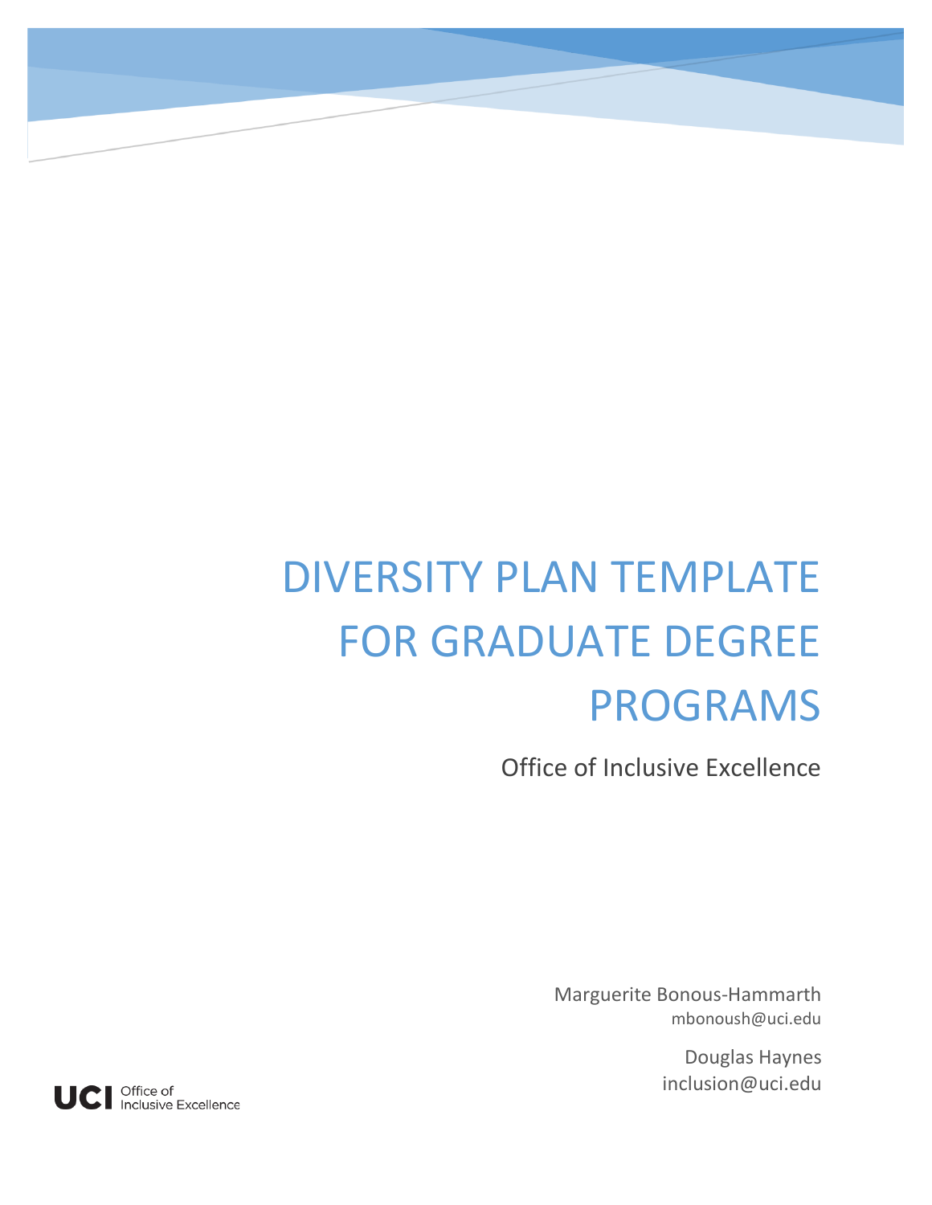# DIVERSITY PLAN TEMPLATE FOR GRADUATE DEGREE PROGRAMS

Office of Inclusive Excellence

Marguerite Bonous-Hammarth
mbonoush@uci.edu

Douglas Haynes
inclusion@uci.edu

UCI Office of Inclusive Excellence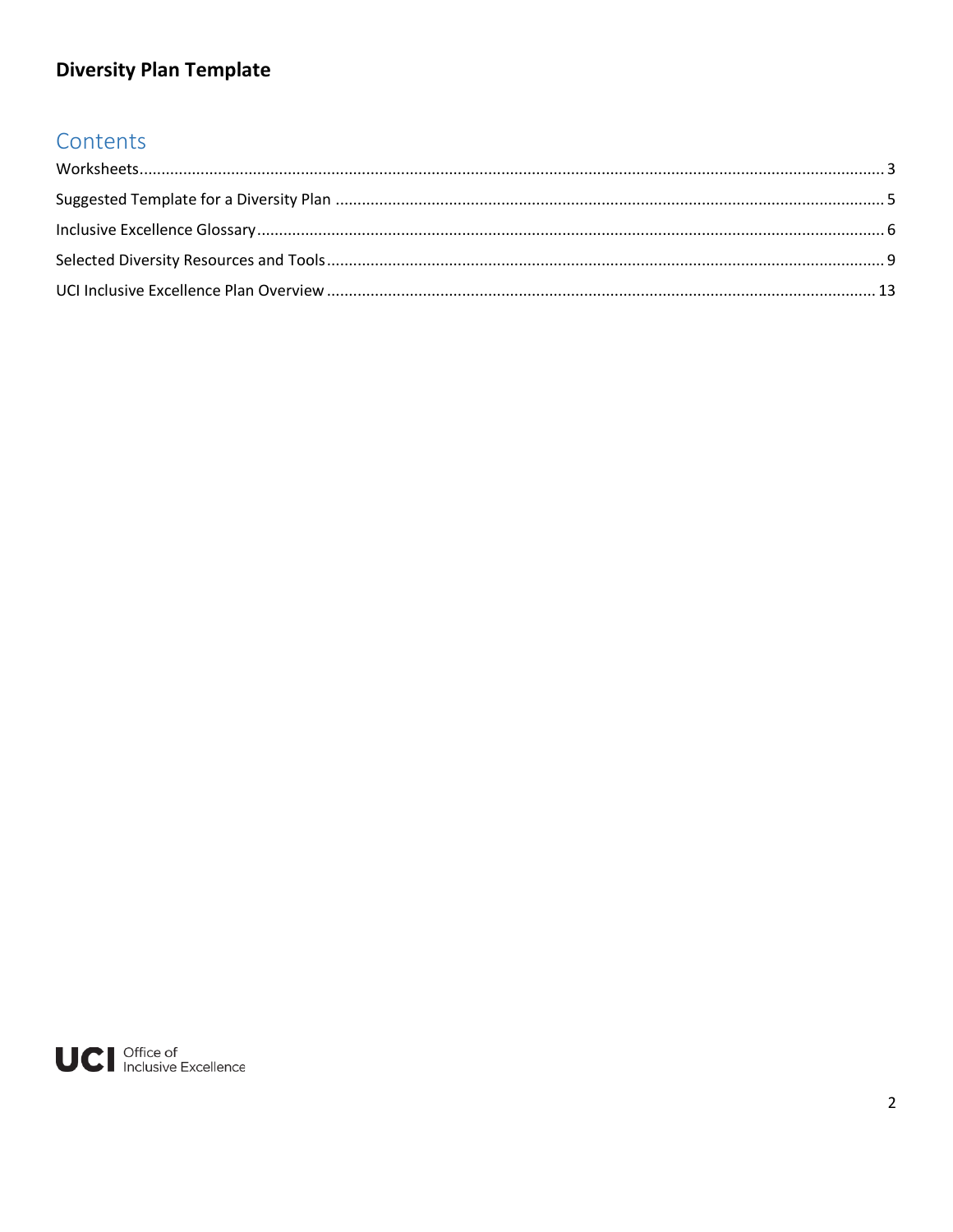**Diversity Plan Template**

## Contents

Worksheets ........ 3

Suggested Template for a Diversity Plan ........ 5

Inclusive Excellence Glossary ........ 6

Selected Diversity Resources and Tools ........ 9

UCI Inclusive Excellence Plan Overview ........ 13

UCI Office of Inclusive Excellence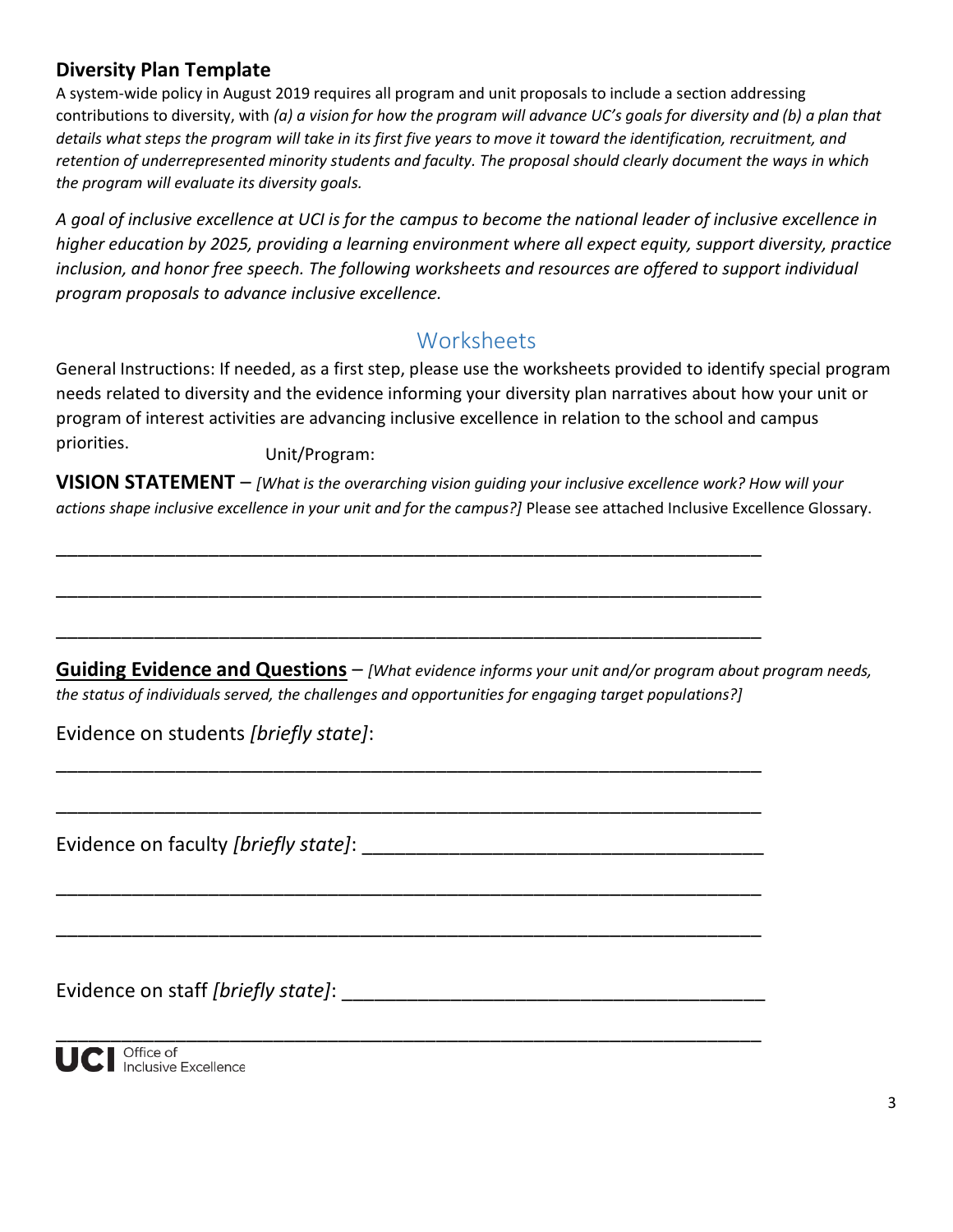## Diversity Plan Template

A system-wide policy in August 2019 requires all program and unit proposals to include a section addressing contributions to diversity, with *(a) a vision for how the program will advance UC's goals for diversity and (b) a plan that details what steps the program will take in its first five years to move it toward the identification, recruitment, and retention of underrepresented minority students and faculty. The proposal should clearly document the ways in which the program will evaluate its diversity goals.*

*A goal of inclusive excellence at UCI is for the campus to become the national leader of inclusive excellence in higher education by 2025, providing a learning environment where all expect equity, support diversity, practice inclusion, and honor free speech. The following worksheets and resources are offered to support individual program proposals to advance inclusive excellence.*

# Worksheets

General Instructions: If needed, as a first step, please use the worksheets provided to identify special program needs related to diversity and the evidence informing your diversity plan narratives about how your unit or program of interest activities are advancing inclusive excellence in relation to the school and campus priorities.

Unit/Program:

**VISION STATEMENT** – *[What is the overarching vision guiding your inclusive excellence work? How will your actions shape inclusive excellence in your unit and for the campus?]* Please see attached Inclusive Excellence Glossary.

___________________________________________________________________________

___________________________________________________________________________

___________________________________________________________________________

**Guiding Evidence and Questions** – *[What evidence informs your unit and/or program about program needs, the status of individuals served, the challenges and opportunities for engaging target populations?]*

Evidence on students *[briefly state]*:

___________________________________________________________________________

___________________________________________________________________________

Evidence on faculty *[briefly state]*: _____________________________________

___________________________________________________________________________

___________________________________________________________________________

Evidence on staff *[briefly state]*: ______________________________________

___________________________________________________________________________

UCI Office of Inclusive Excellence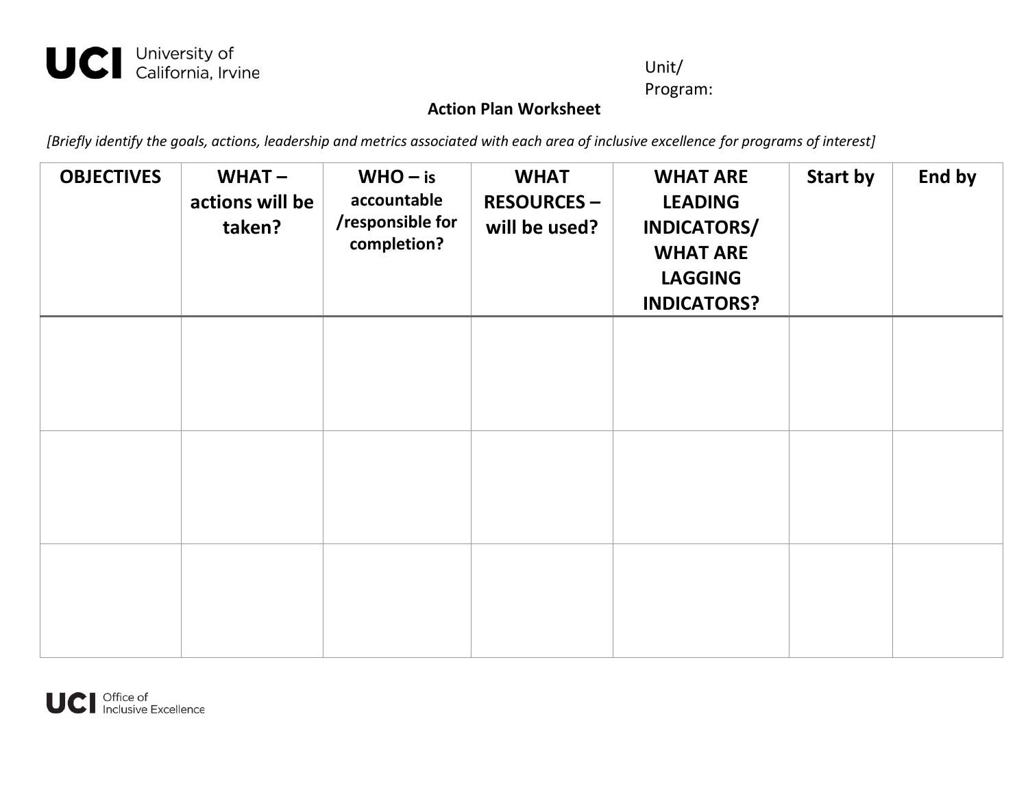University of California, Irvine

Unit/
Program:

**Action Plan Worksheet**

*[Briefly identify the goals, actions, leadership and metrics associated with each area of inclusive excellence for programs of interest]*

| OBJECTIVES | WHAT – actions will be taken? | WHO – is accountable /responsible for completion? | WHAT RESOURCES – will be used? | WHAT ARE LEADING INDICATORS/ WHAT ARE LAGGING INDICATORS? | Start by | End by |
|---|---|---|---|---|---|---|
| | | | | | | |
| | | | | | | |
| | | | | | | |

UCI Office of Inclusive Excellence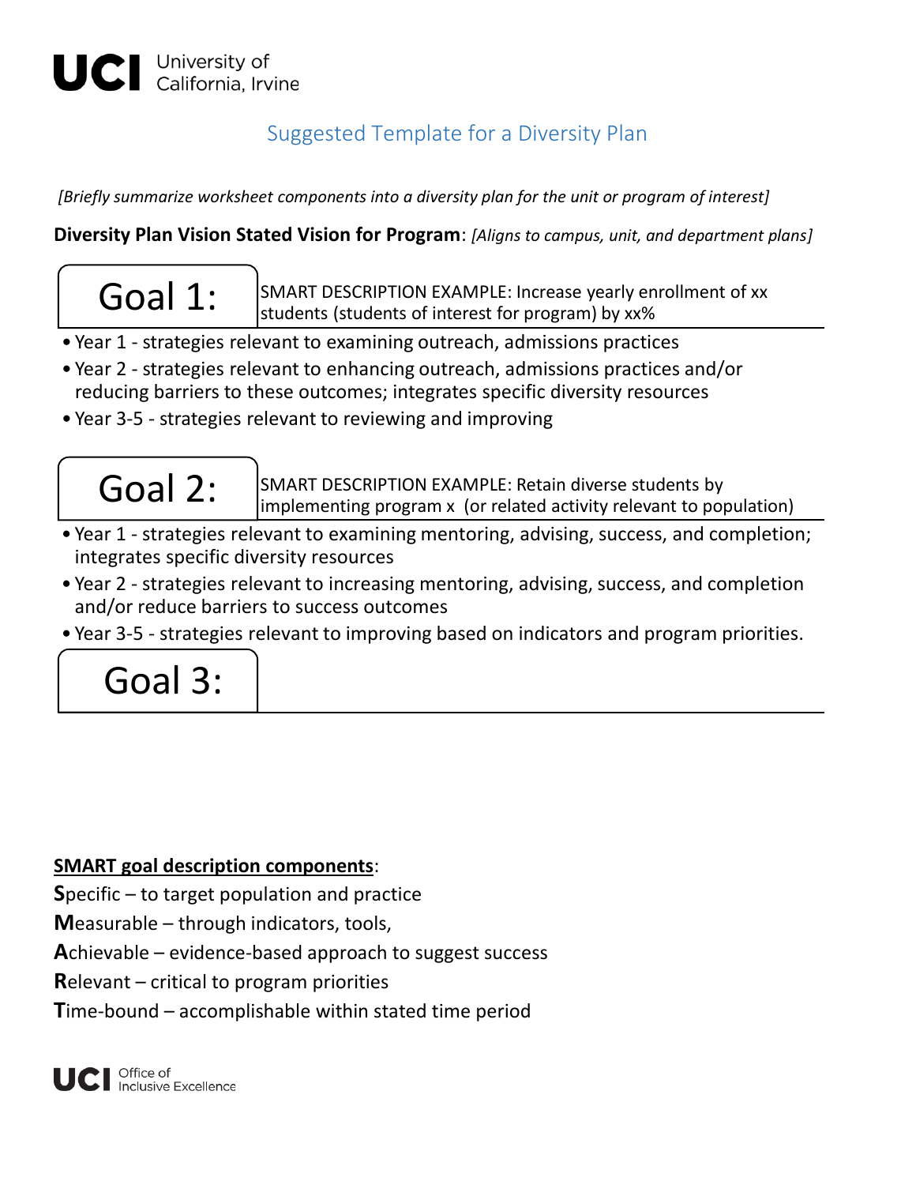UCI University of California, Irvine

# Suggested Template for a Diversity Plan

*[Briefly summarize worksheet components into a diversity plan for the unit or program of interest]*

**Diversity Plan Vision Stated Vision for Program**: *[Aligns to campus, unit, and department plans]*

## Goal 1:

SMART DESCRIPTION EXAMPLE: Increase yearly enrollment of xx students (students of interest for program) by xx%

- Year 1 - strategies relevant to examining outreach, admissions practices
- Year 2 - strategies relevant to enhancing outreach, admissions practices and/or reducing barriers to these outcomes; integrates specific diversity resources
- Year 3-5 - strategies relevant to reviewing and improving

## Goal 2:

SMART DESCRIPTION EXAMPLE: Retain diverse students by implementing program x (or related activity relevant to population)

- Year 1 - strategies relevant to examining mentoring, advising, success, and completion; integrates specific diversity resources
- Year 2 - strategies relevant to increasing mentoring, advising, success, and completion and/or reduce barriers to success outcomes
- Year 3-5 - strategies relevant to improving based on indicators and program priorities.

## Goal 3:

**<u>SMART goal description components</u>**:

**S**pecific – to target population and practice

**M**easurable – through indicators, tools,

**A**chievable – evidence-based approach to suggest success

**R**elevant – critical to program priorities

**T**ime-bound – accomplishable within stated time period

UCI Office of Inclusive Excellence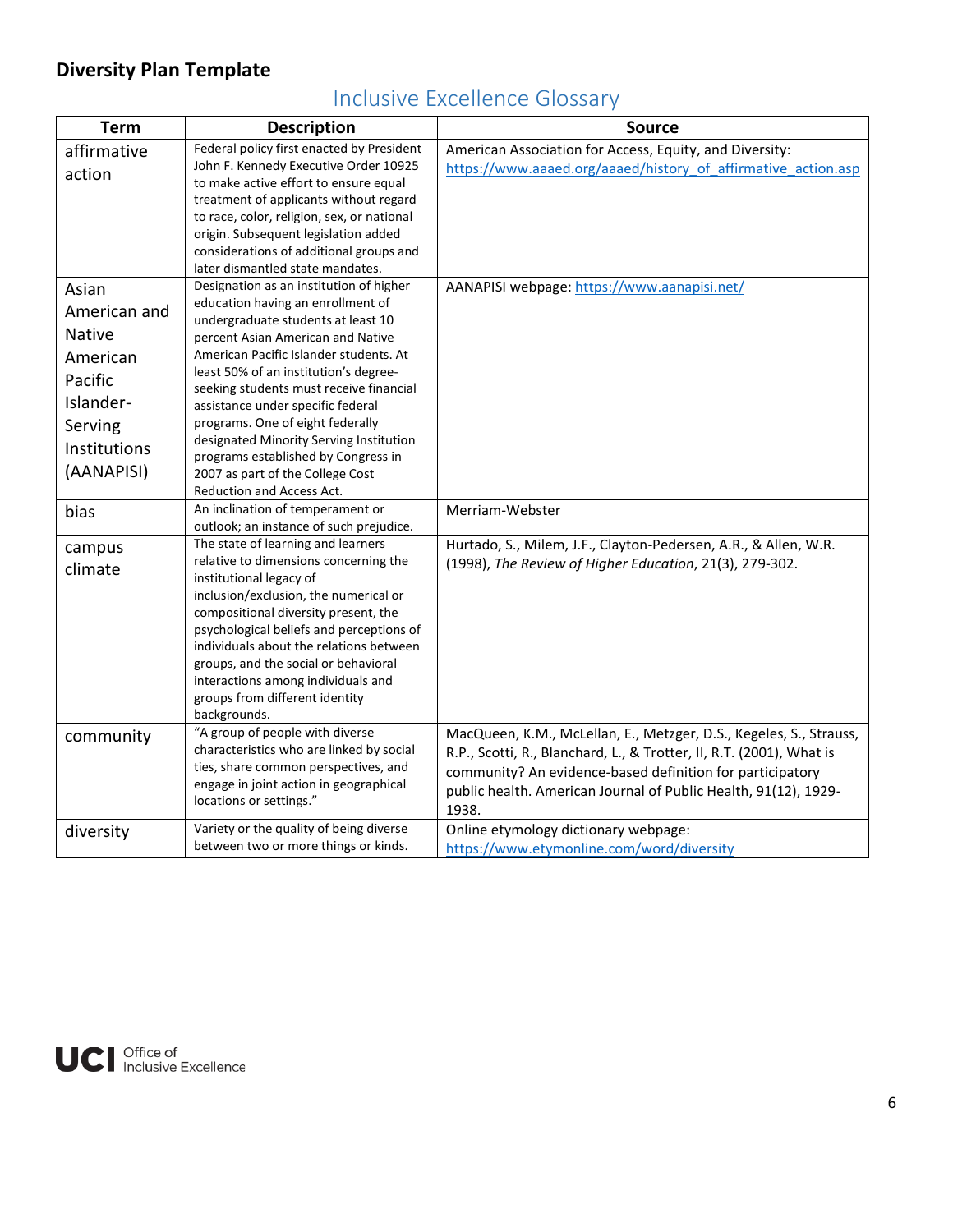**Diversity Plan Template**

## Inclusive Excellence Glossary

| Term | Description | Source |
|---|---|---|
| affirmative action | Federal policy first enacted by President John F. Kennedy Executive Order 10925 to make active effort to ensure equal treatment of applicants without regard to race, color, religion, sex, or national origin. Subsequent legislation added considerations of additional groups and later dismantled state mandates. | American Association for Access, Equity, and Diversity: https://www.aaaed.org/aaaed/history_of_affirmative_action.asp |
| Asian American and Native American Pacific Islander-Serving Institutions (AANAPISI) | Designation as an institution of higher education having an enrollment of undergraduate students at least 10 percent Asian American and Native American Pacific Islander students. At least 50% of an institution's degree-seeking students must receive financial assistance under specific federal programs. One of eight federally designated Minority Serving Institution programs established by Congress in 2007 as part of the College Cost Reduction and Access Act. | AANAPISI webpage: https://www.aanapisi.net/ |
| bias | An inclination of temperament or outlook; an instance of such prejudice. | Merriam-Webster |
| campus climate | The state of learning and learners relative to dimensions concerning the institutional legacy of inclusion/exclusion, the numerical or compositional diversity present, the psychological beliefs and perceptions of individuals about the relations between groups, and the social or behavioral interactions among individuals and groups from different identity backgrounds. | Hurtado, S., Milem, J.F., Clayton-Pedersen, A.R., & Allen, W.R. (1998), *The Review of Higher Education*, 21(3), 279-302. |
| community | "A group of people with diverse characteristics who are linked by social ties, share common perspectives, and engage in joint action in geographical locations or settings." | MacQueen, K.M., McLellan, E., Metzger, D.S., Kegeles, S., Strauss, R.P., Scotti, R., Blanchard, L., & Trotter, II, R.T. (2001), What is community? An evidence-based definition for participatory public health. American Journal of Public Health, 91(12), 1929-1938. |
| diversity | Variety or the quality of being diverse between two or more things or kinds. | Online etymology dictionary webpage: https://www.etymonline.com/word/diversity |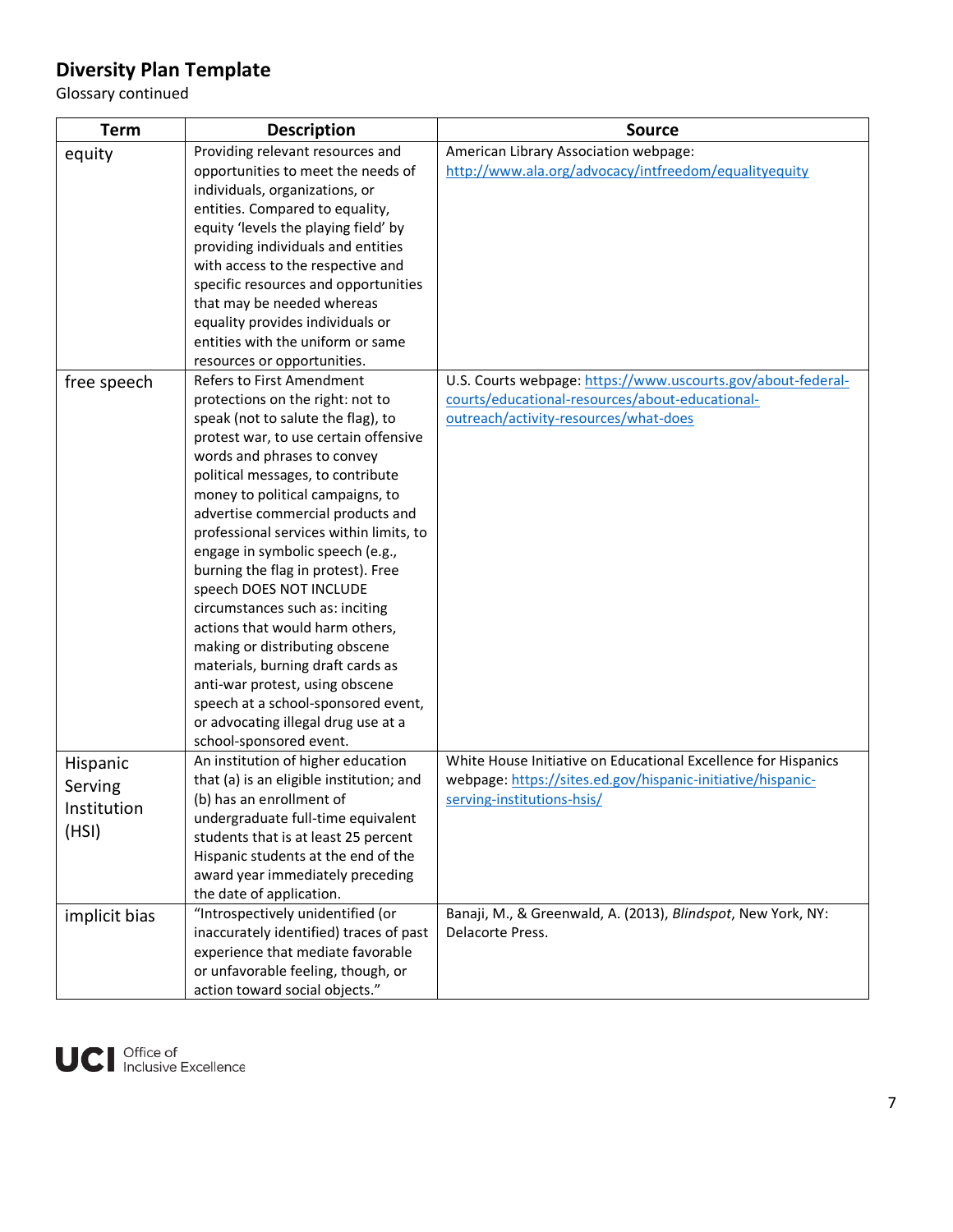## Diversity Plan Template

Glossary continued

| Term | Description | Source |
|---|---|---|
| equity | Providing relevant resources and opportunities to meet the needs of individuals, organizations, or entities. Compared to equality, equity 'levels the playing field' by providing individuals and entities with access to the respective and specific resources and opportunities that may be needed whereas equality provides individuals or entities with the uniform or same resources or opportunities. | American Library Association webpage: http://www.ala.org/advocacy/intfreedom/equalityequity |
| free speech | Refers to First Amendment protections on the right: not to speak (not to salute the flag), to protest war, to use certain offensive words and phrases to convey political messages, to contribute money to political campaigns, to advertise commercial products and professional services within limits, to engage in symbolic speech (e.g., burning the flag in protest). Free speech DOES NOT INCLUDE circumstances such as: inciting actions that would harm others, making or distributing obscene materials, burning draft cards as anti-war protest, using obscene speech at a school-sponsored event, or advocating illegal drug use at a school-sponsored event. | U.S. Courts webpage: https://www.uscourts.gov/about-federal-courts/educational-resources/about-educational-outreach/activity-resources/what-does |
| Hispanic Serving Institution (HSI) | An institution of higher education that (a) is an eligible institution; and (b) has an enrollment of undergraduate full-time equivalent students that is at least 25 percent Hispanic students at the end of the award year immediately preceding the date of application. | White House Initiative on Educational Excellence for Hispanics webpage: https://sites.ed.gov/hispanic-initiative/hispanic-serving-institutions-hsis/ |
| implicit bias | "Introspectively unidentified (or inaccurately identified) traces of past experience that mediate favorable or unfavorable feeling, though, or action toward social objects." | Banaji, M., & Greenwald, A. (2013), *Blindspot*, New York, NY: Delacorte Press. |

UCI Office of Inclusive Excellence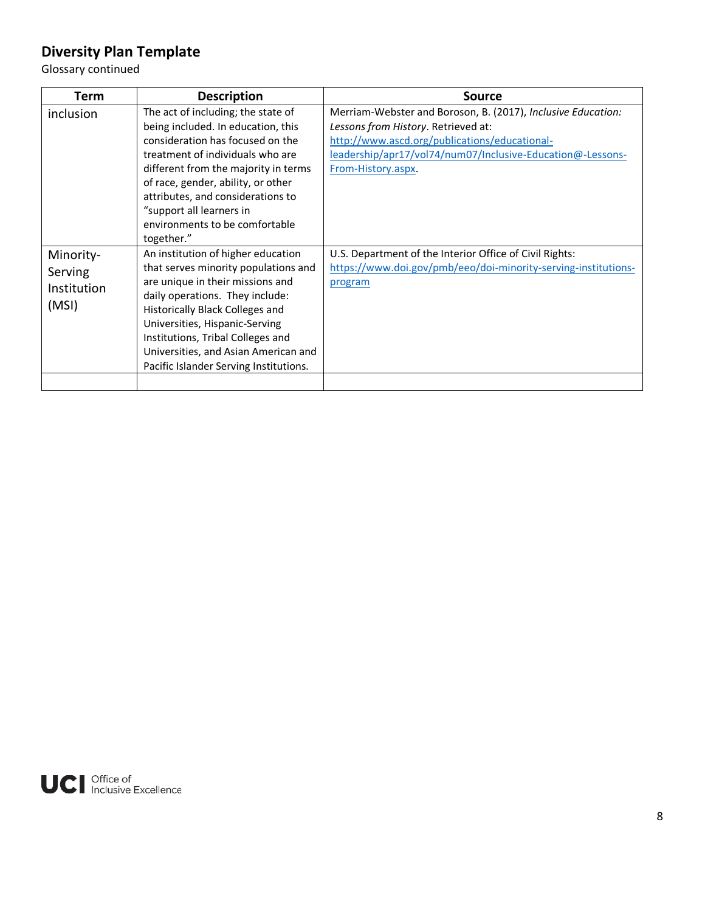## Diversity Plan Template

Glossary continued

| Term | Description | Source |
|---|---|---|
| inclusion | The act of including; the state of being included. In education, this consideration has focused on the treatment of individuals who are different from the majority in terms of race, gender, ability, or other attributes, and considerations to "support all learners in environments to be comfortable together." | Merriam-Webster and Boroson, B. (2017), *Inclusive Education: Lessons from History*. Retrieved at: http://www.ascd.org/publications/educational-leadership/apr17/vol74/num07/Inclusive-Education@-Lessons-From-History.aspx. |
| Minority-Serving Institution (MSI) | An institution of higher education that serves minority populations and are unique in their missions and daily operations. They include: Historically Black Colleges and Universities, Hispanic-Serving Institutions, Tribal Colleges and Universities, and Asian American and Pacific Islander Serving Institutions. | U.S. Department of the Interior Office of Civil Rights: https://www.doi.gov/pmb/eeo/doi-minority-serving-institutions-program |
| | | |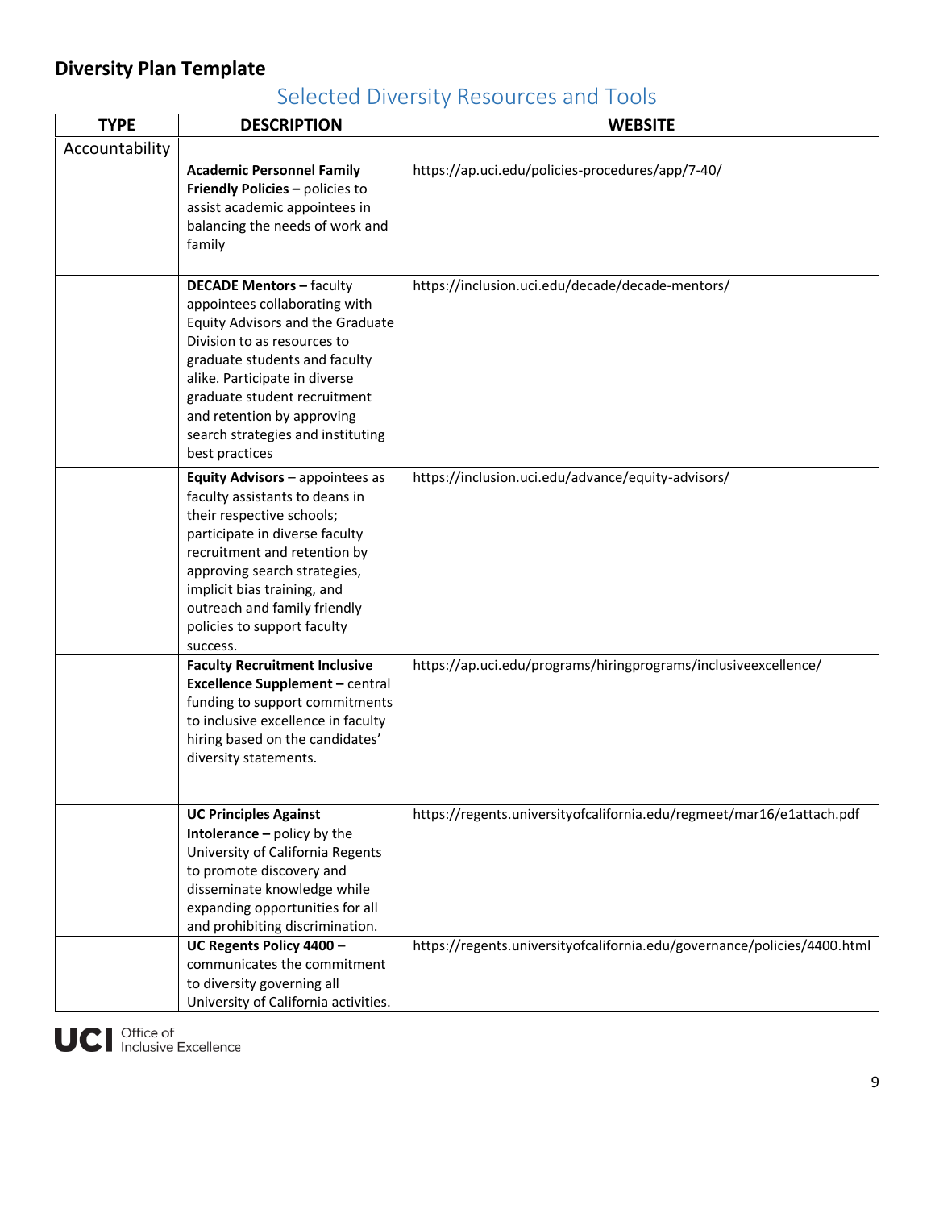**Diversity Plan Template**

## Selected Diversity Resources and Tools

| TYPE | DESCRIPTION | WEBSITE |
|---|---|---|
| Accountability | | |
| | **Academic Personnel Family Friendly Policies –** policies to assist academic appointees in balancing the needs of work and family | https://ap.uci.edu/policies-procedures/app/7-40/ |
| | **DECADE Mentors –** faculty appointees collaborating with Equity Advisors and the Graduate Division to as resources to graduate students and faculty alike. Participate in diverse graduate student recruitment and retention by approving search strategies and instituting best practices | https://inclusion.uci.edu/decade/decade-mentors/ |
| | **Equity Advisors** – appointees as faculty assistants to deans in their respective schools; participate in diverse faculty recruitment and retention by approving search strategies, implicit bias training, and outreach and family friendly policies to support faculty success. | https://inclusion.uci.edu/advance/equity-advisors/ |
| | **Faculty Recruitment Inclusive Excellence Supplement –** central funding to support commitments to inclusive excellence in faculty hiring based on the candidates' diversity statements. | https://ap.uci.edu/programs/hiringprograms/inclusiveexcellence/ |
| | **UC Principles Against Intolerance –** policy by the University of California Regents to promote discovery and disseminate knowledge while expanding opportunities for all and prohibiting discrimination. | https://regents.universityofcalifornia.edu/regmeet/mar16/e1attach.pdf |
| | **UC Regents Policy 4400** – communicates the commitment to diversity governing all University of California activities. | https://regents.universityofcalifornia.edu/governance/policies/4400.html |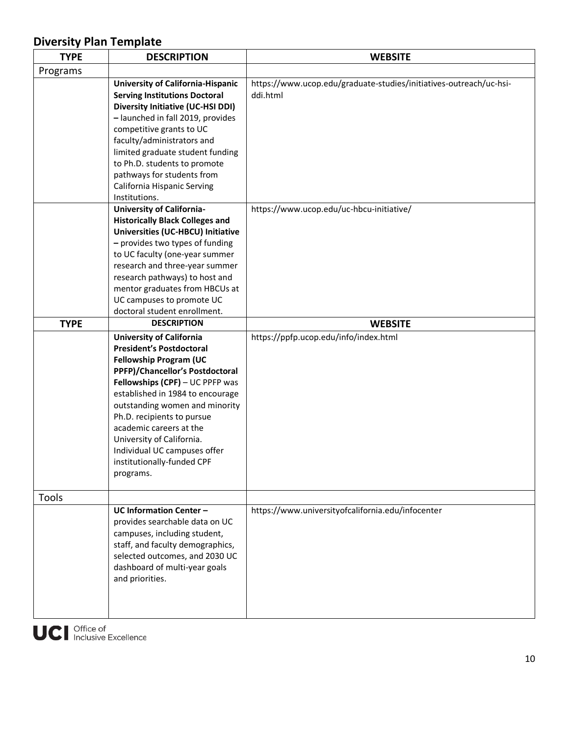## Diversity Plan Template

| TYPE | DESCRIPTION | WEBSITE |
|---|---|---|
| Programs | | |
| | **University of California-Hispanic Serving Institutions Doctoral Diversity Initiative (UC-HSI DDI) –** launched in fall 2019, provides competitive grants to UC faculty/administrators and limited graduate student funding to Ph.D. students to promote pathways for students from California Hispanic Serving Institutions. | https://www.ucop.edu/graduate-studies/initiatives-outreach/uc-hsi-ddi.html |
| | **University of California-Historically Black Colleges and Universities (UC-HBCU) Initiative –** provides two types of funding to UC faculty (one-year summer research and three-year summer research pathways) to host and mentor graduates from HBCUs at UC campuses to promote UC doctoral student enrollment. | https://www.ucop.edu/uc-hbcu-initiative/ |
| | **University of California President's Postdoctoral Fellowship Program (UC PPFP)/Chancellor's Postdoctoral Fellowships (CPF)** – UC PPFP was established in 1984 to encourage outstanding women and minority Ph.D. recipients to pursue academic careers at the University of California. Individual UC campuses offer institutionally-funded CPF programs. | https://ppfp.ucop.edu/info/index.html |
| Tools | | |
| | **UC Information Center –** provides searchable data on UC campuses, including student, staff, and faculty demographics, selected outcomes, and 2030 UC dashboard of multi-year goals and priorities. | https://www.universityofcalifornia.edu/infocenter |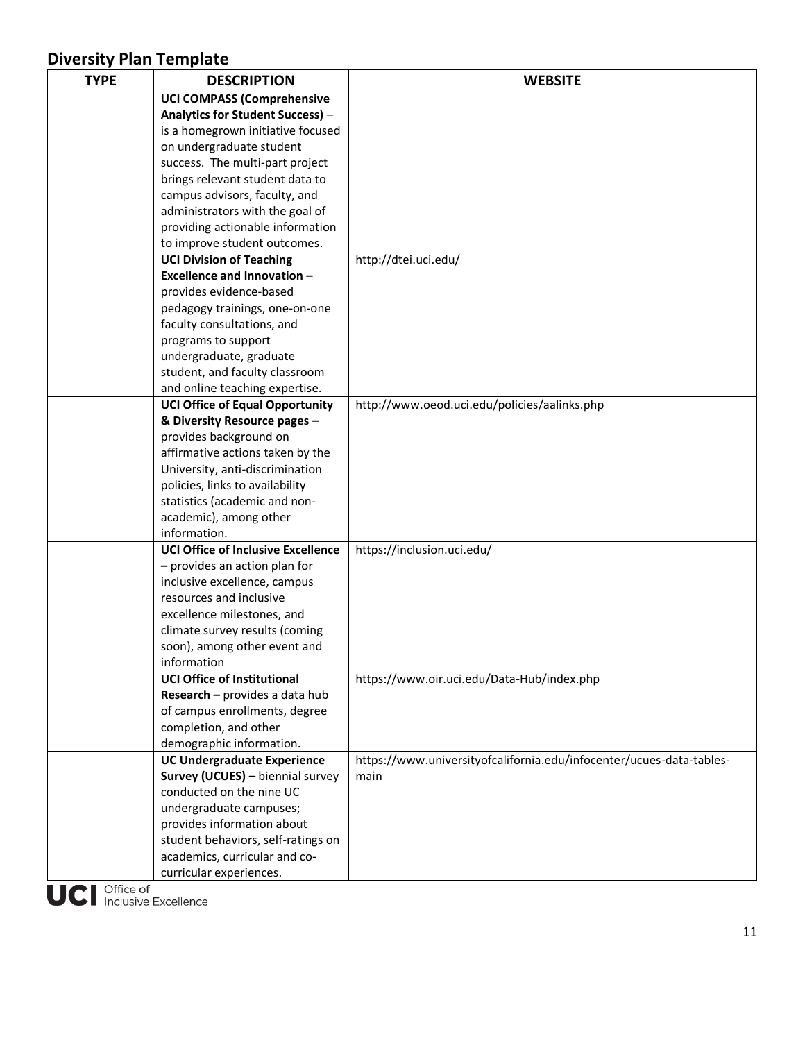## Diversity Plan Template

| TYPE | DESCRIPTION | WEBSITE |
|---|---|---|
| | **UCI COMPASS (Comprehensive Analytics for Student Success)** – is a homegrown initiative focused on undergraduate student success. The multi-part project brings relevant student data to campus advisors, faculty, and administrators with the goal of providing actionable information to improve student outcomes. | |
| | **UCI Division of Teaching Excellence and Innovation –** provides evidence-based pedagogy trainings, one-on-one faculty consultations, and programs to support undergraduate, graduate student, and faculty classroom and online teaching expertise. | http://dtei.uci.edu/ |
| | **UCI Office of Equal Opportunity & Diversity Resource pages –** provides background on affirmative actions taken by the University, anti-discrimination policies, links to availability statistics (academic and non-academic), among other information. | http://www.oeod.uci.edu/policies/aalinks.php |
| | **UCI Office of Inclusive Excellence –** provides an action plan for inclusive excellence, campus resources and inclusive excellence milestones, and climate survey results (coming soon), among other event and information | https://inclusion.uci.edu/ |
| | **UCI Office of Institutional Research –** provides a data hub of campus enrollments, degree completion, and other demographic information. | https://www.oir.uci.edu/Data-Hub/index.php |
| | **UC Undergraduate Experience Survey (UCUES) –** biennial survey conducted on the nine UC undergraduate campuses; provides information about student behaviors, self-ratings on academics, curricular and co-curricular experiences. | https://www.universityofcalifornia.edu/infocenter/ucues-data-tables-main |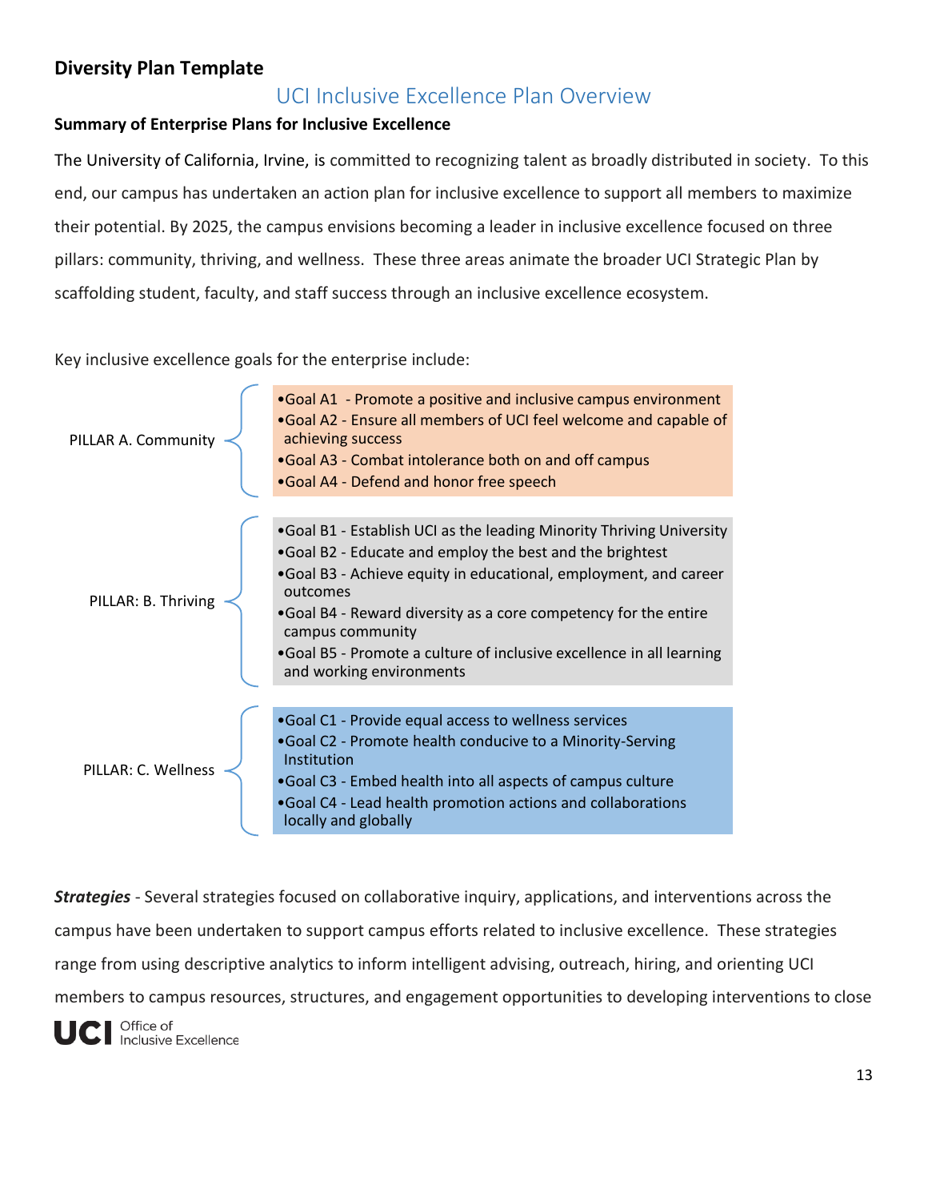**Diversity Plan Template**

## UCI Inclusive Excellence Plan Overview

**Summary of Enterprise Plans for Inclusive Excellence**

The University of California, Irvine, is committed to recognizing talent as broadly distributed in society. To this end, our campus has undertaken an action plan for inclusive excellence to support all members to maximize their potential. By 2025, the campus envisions becoming a leader in inclusive excellence focused on three pillars: community, thriving, and wellness. These three areas animate the broader UCI Strategic Plan by scaffolding student, faculty, and staff success through an inclusive excellence ecosystem.

Key inclusive excellence goals for the enterprise include:

PILLAR A. Community

- Goal A1 - Promote a positive and inclusive campus environment
- Goal A2 - Ensure all members of UCI feel welcome and capable of achieving success
- Goal A3 - Combat intolerance both on and off campus
- Goal A4 - Defend and honor free speech

PILLAR: B. Thriving

- Goal B1 - Establish UCI as the leading Minority Thriving University
- Goal B2 - Educate and employ the best and the brightest
- Goal B3 - Achieve equity in educational, employment, and career outcomes
- Goal B4 - Reward diversity as a core competency for the entire campus community
- Goal B5 - Promote a culture of inclusive excellence in all learning and working environments

PILLAR: C. Wellness

- Goal C1 - Provide equal access to wellness services
- Goal C2 - Promote health conducive to a Minority-Serving Institution
- Goal C3 - Embed health into all aspects of campus culture
- Goal C4 - Lead health promotion actions and collaborations locally and globally

***Strategies*** - Several strategies focused on collaborative inquiry, applications, and interventions across the campus have been undertaken to support campus efforts related to inclusive excellence. These strategies range from using descriptive analytics to inform intelligent advising, outreach, hiring, and orienting UCI members to campus resources, structures, and engagement opportunities to developing interventions to close

UCI Office of Inclusive Excellence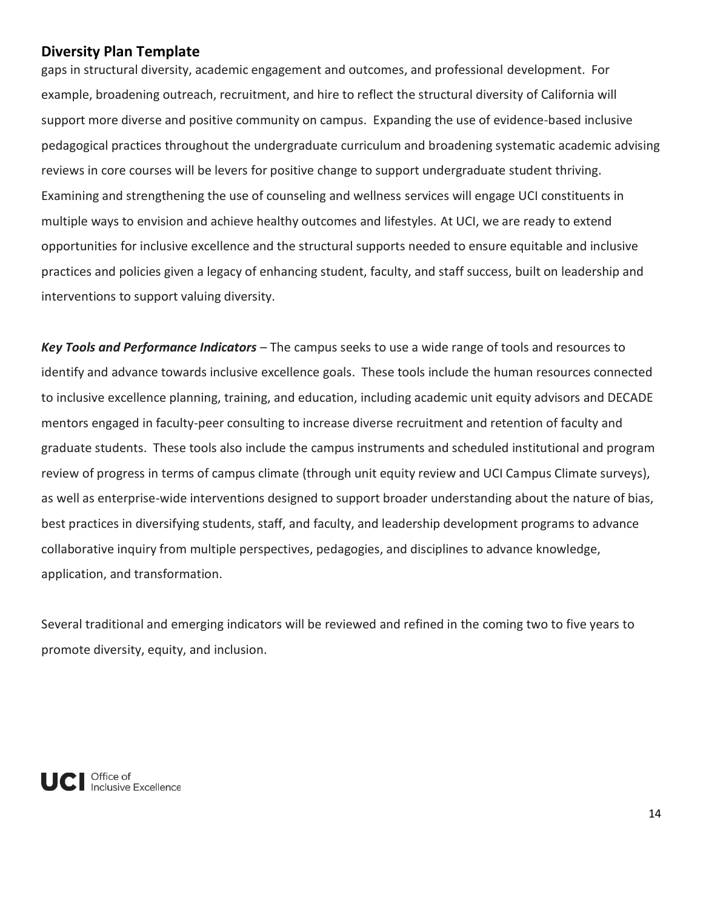gaps in structural diversity, academic engagement and outcomes, and professional development. For example, broadening outreach, recruitment, and hire to reflect the structural diversity of California will support more diverse and positive community on campus. Expanding the use of evidence-based inclusive pedagogical practices throughout the undergraduate curriculum and broadening systematic academic advising reviews in core courses will be levers for positive change to support undergraduate student thriving. Examining and strengthening the use of counseling and wellness services will engage UCI constituents in multiple ways to envision and achieve healthy outcomes and lifestyles. At UCI, we are ready to extend opportunities for inclusive excellence and the structural supports needed to ensure equitable and inclusive practices and policies given a legacy of enhancing student, faculty, and staff success, built on leadership and interventions to support valuing diversity.

***Key Tools and Performance Indicators*** – The campus seeks to use a wide range of tools and resources to identify and advance towards inclusive excellence goals. These tools include the human resources connected to inclusive excellence planning, training, and education, including academic unit equity advisors and DECADE mentors engaged in faculty-peer consulting to increase diverse recruitment and retention of faculty and graduate students. These tools also include the campus instruments and scheduled institutional and program review of progress in terms of campus climate (through unit equity review and UCI Campus Climate surveys), as well as enterprise-wide interventions designed to support broader understanding about the nature of bias, best practices in diversifying students, staff, and faculty, and leadership development programs to advance collaborative inquiry from multiple perspectives, pedagogies, and disciplines to advance knowledge, application, and transformation.

Several traditional and emerging indicators will be reviewed and refined in the coming two to five years to promote diversity, equity, and inclusion.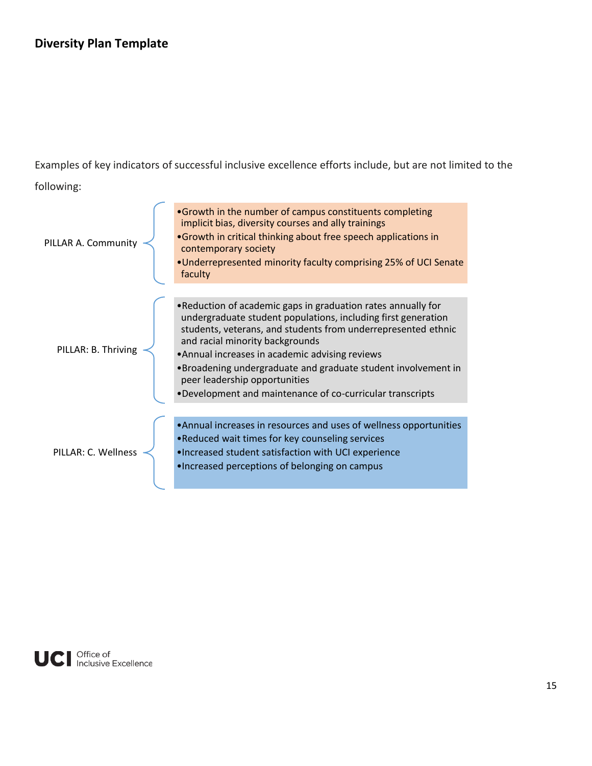## Diversity Plan Template

Examples of key indicators of successful inclusive excellence efforts include, but are not limited to the following:

**PILLAR A. Community**

- Growth in the number of campus constituents completing implicit bias, diversity courses and ally trainings
- Growth in critical thinking about free speech applications in contemporary society
- Underrepresented minority faculty comprising 25% of UCI Senate faculty

**PILLAR: B. Thriving**

- Reduction of academic gaps in graduation rates annually for undergraduate student populations, including first generation students, veterans, and students from underrepresented ethnic and racial minority backgrounds
- Annual increases in academic advising reviews
- Broadening undergraduate and graduate student involvement in peer leadership opportunities
- Development and maintenance of co-curricular transcripts

**PILLAR: C. Wellness**

- Annual increases in resources and uses of wellness opportunities
- Reduced wait times for key counseling services
- Increased student satisfaction with UCI experience
- Increased perceptions of belonging on campus

UCI Office of Inclusive Excellence